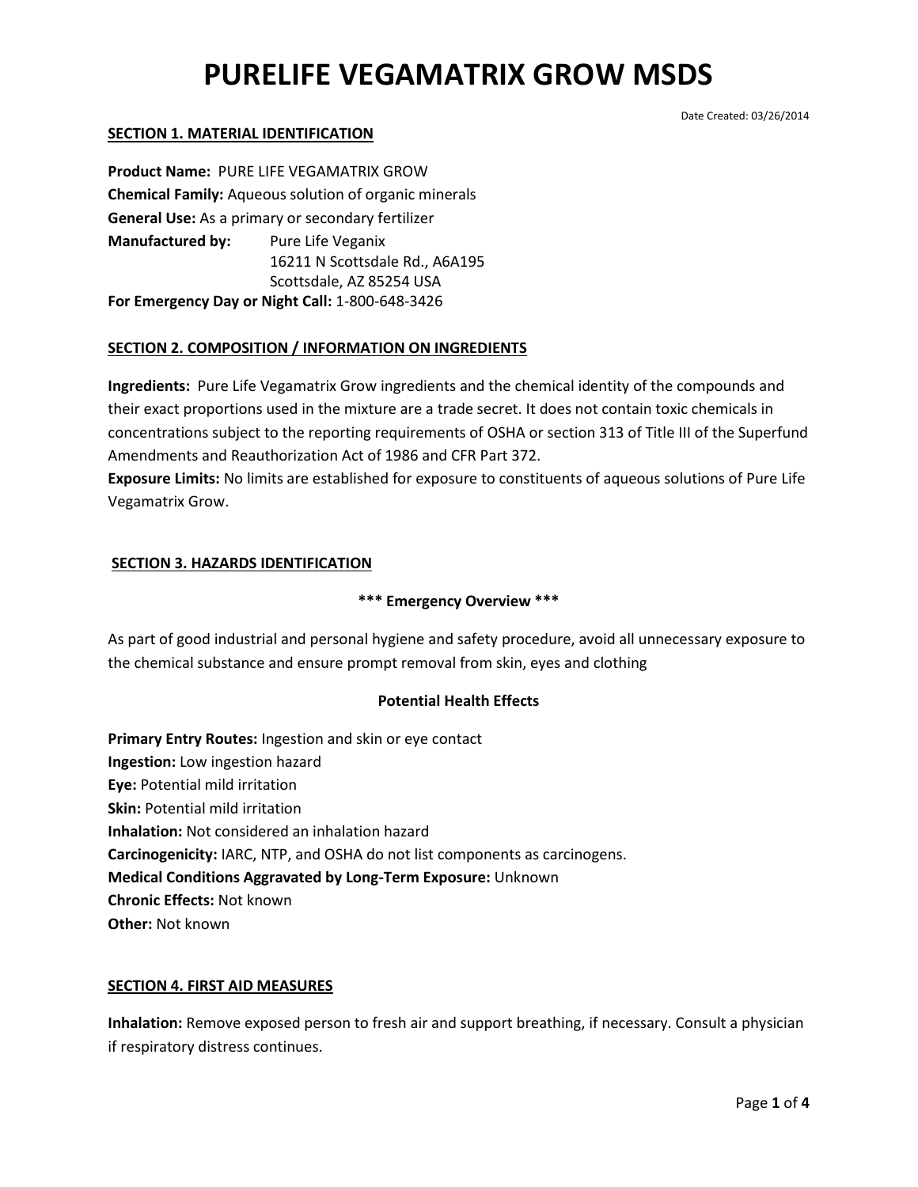# PURELIFE VEGAMATRIX GROW MSDS

Date Created: 03/26/2014

## SECTION 1. MATERIAL IDENTIFICATION

**Product Name:** PURE LIFE VEGAMATRIX GROW
**Chemical Family:** Aqueous solution of organic minerals
**General Use:** As a primary or secondary fertilizer
**Manufactured by:** Pure Life Veganix
16211 N Scottsdale Rd., A6A195
Scottsdale, AZ 85254 USA
**For Emergency Day or Night Call:** 1-800-648-3426

## SECTION 2. COMPOSITION / INFORMATION ON INGREDIENTS

**Ingredients:** Pure Life Vegamatrix Grow ingredients and the chemical identity of the compounds and their exact proportions used in the mixture are a trade secret. It does not contain toxic chemicals in concentrations subject to the reporting requirements of OSHA or section 313 of Title III of the Superfund Amendments and Reauthorization Act of 1986 and CFR Part 372.
**Exposure Limits:** No limits are established for exposure to constituents of aqueous solutions of Pure Life Vegamatrix Grow.

## SECTION 3. HAZARDS IDENTIFICATION

**\*\*\* Emergency Overview \*\*\***

As part of good industrial and personal hygiene and safety procedure, avoid all unnecessary exposure to the chemical substance and ensure prompt removal from skin, eyes and clothing

**Potential Health Effects**

**Primary Entry Routes:** Ingestion and skin or eye contact
**Ingestion:** Low ingestion hazard
**Eye:** Potential mild irritation
**Skin:** Potential mild irritation
**Inhalation:** Not considered an inhalation hazard
**Carcinogenicity:** IARC, NTP, and OSHA do not list components as carcinogens.
**Medical Conditions Aggravated by Long-Term Exposure:** Unknown
**Chronic Effects:** Not known
**Other:** Not known

## SECTION 4. FIRST AID MEASURES

**Inhalation:** Remove exposed person to fresh air and support breathing, if necessary. Consult a physician if respiratory distress continues.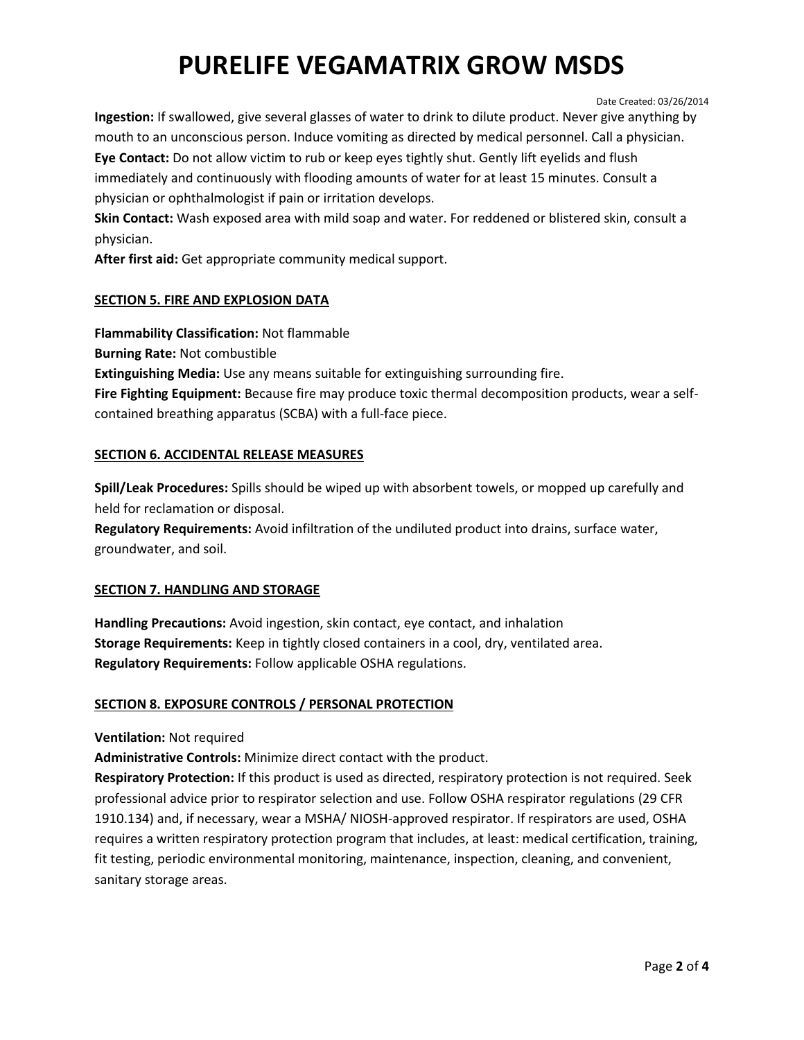**Ingestion:** If swallowed, give several glasses of water to drink to dilute product. Never give anything by mouth to an unconscious person. Induce vomiting as directed by medical personnel. Call a physician.
**Eye Contact:** Do not allow victim to rub or keep eyes tightly shut. Gently lift eyelids and flush immediately and continuously with flooding amounts of water for at least 15 minutes. Consult a physician or ophthalmologist if pain or irritation develops.
**Skin Contact:** Wash exposed area with mild soap and water. For reddened or blistered skin, consult a physician.
**After first aid:** Get appropriate community medical support.

## SECTION 5. FIRE AND EXPLOSION DATA

**Flammability Classification:** Not flammable
**Burning Rate:** Not combustible
**Extinguishing Media:** Use any means suitable for extinguishing surrounding fire.
**Fire Fighting Equipment:** Because fire may produce toxic thermal decomposition products, wear a self-contained breathing apparatus (SCBA) with a full-face piece.

## SECTION 6. ACCIDENTAL RELEASE MEASURES

**Spill/Leak Procedures:** Spills should be wiped up with absorbent towels, or mopped up carefully and held for reclamation or disposal.
**Regulatory Requirements:** Avoid infiltration of the undiluted product into drains, surface water, groundwater, and soil.

## SECTION 7. HANDLING AND STORAGE

**Handling Precautions:** Avoid ingestion, skin contact, eye contact, and inhalation
**Storage Requirements:** Keep in tightly closed containers in a cool, dry, ventilated area.
**Regulatory Requirements:** Follow applicable OSHA regulations.

## SECTION 8. EXPOSURE CONTROLS / PERSONAL PROTECTION

**Ventilation:** Not required
**Administrative Controls:** Minimize direct contact with the product.
**Respiratory Protection:** If this product is used as directed, respiratory protection is not required. Seek professional advice prior to respirator selection and use. Follow OSHA respirator regulations (29 CFR 1910.134) and, if necessary, wear a MSHA/ NIOSH-approved respirator. If respirators are used, OSHA requires a written respiratory protection program that includes, at least: medical certification, training, fit testing, periodic environmental monitoring, maintenance, inspection, cleaning, and convenient, sanitary storage areas.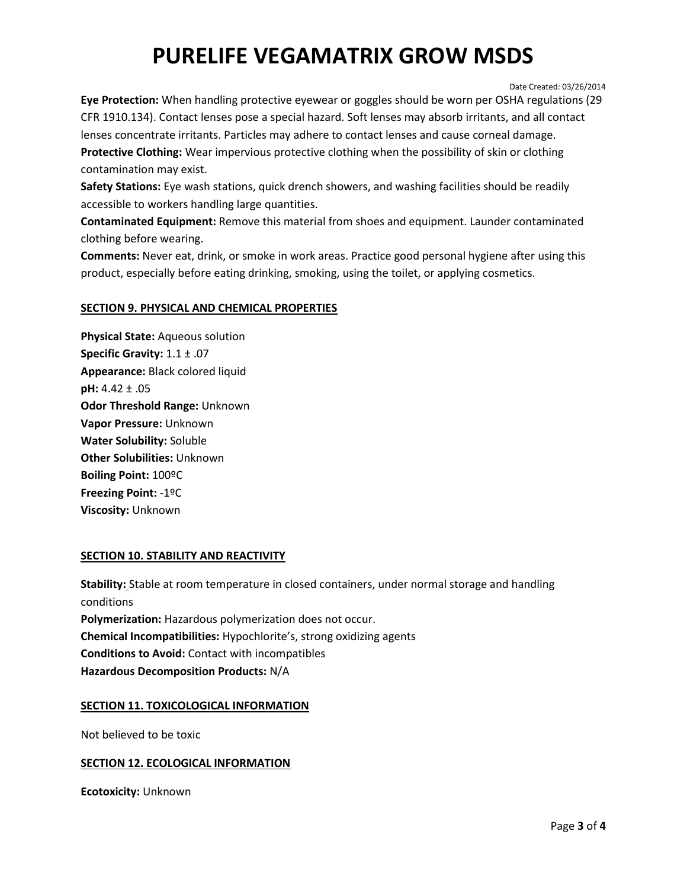**Eye Protection:** When handling protective eyewear or goggles should be worn per OSHA regulations (29 CFR 1910.134). Contact lenses pose a special hazard. Soft lenses may absorb irritants, and all contact lenses concentrate irritants. Particles may adhere to contact lenses and cause corneal damage.
**Protective Clothing:** Wear impervious protective clothing when the possibility of skin or clothing contamination may exist.
**Safety Stations:** Eye wash stations, quick drench showers, and washing facilities should be readily accessible to workers handling large quantities.
**Contaminated Equipment:** Remove this material from shoes and equipment. Launder contaminated clothing before wearing.
**Comments:** Never eat, drink, or smoke in work areas. Practice good personal hygiene after using this product, especially before eating drinking, smoking, using the toilet, or applying cosmetics.

## SECTION 9. PHYSICAL AND CHEMICAL PROPERTIES

**Physical State:** Aqueous solution
**Specific Gravity:** 1.1 ± .07
**Appearance:** Black colored liquid
**pH:** 4.42 ± .05
**Odor Threshold Range:** Unknown
**Vapor Pressure:** Unknown
**Water Solubility:** Soluble
**Other Solubilities:** Unknown
**Boiling Point:** 100ºC
**Freezing Point:** -1ºC
**Viscosity:** Unknown

## SECTION 10. STABILITY AND REACTIVITY

**Stability:** Stable at room temperature in closed containers, under normal storage and handling conditions
**Polymerization:** Hazardous polymerization does not occur.
**Chemical Incompatibilities:** Hypochlorite's, strong oxidizing agents
**Conditions to Avoid:** Contact with incompatibles
**Hazardous Decomposition Products:** N/A

## SECTION 11. TOXICOLOGICAL INFORMATION

Not believed to be toxic

## SECTION 12. ECOLOGICAL INFORMATION

**Ecotoxicity:** Unknown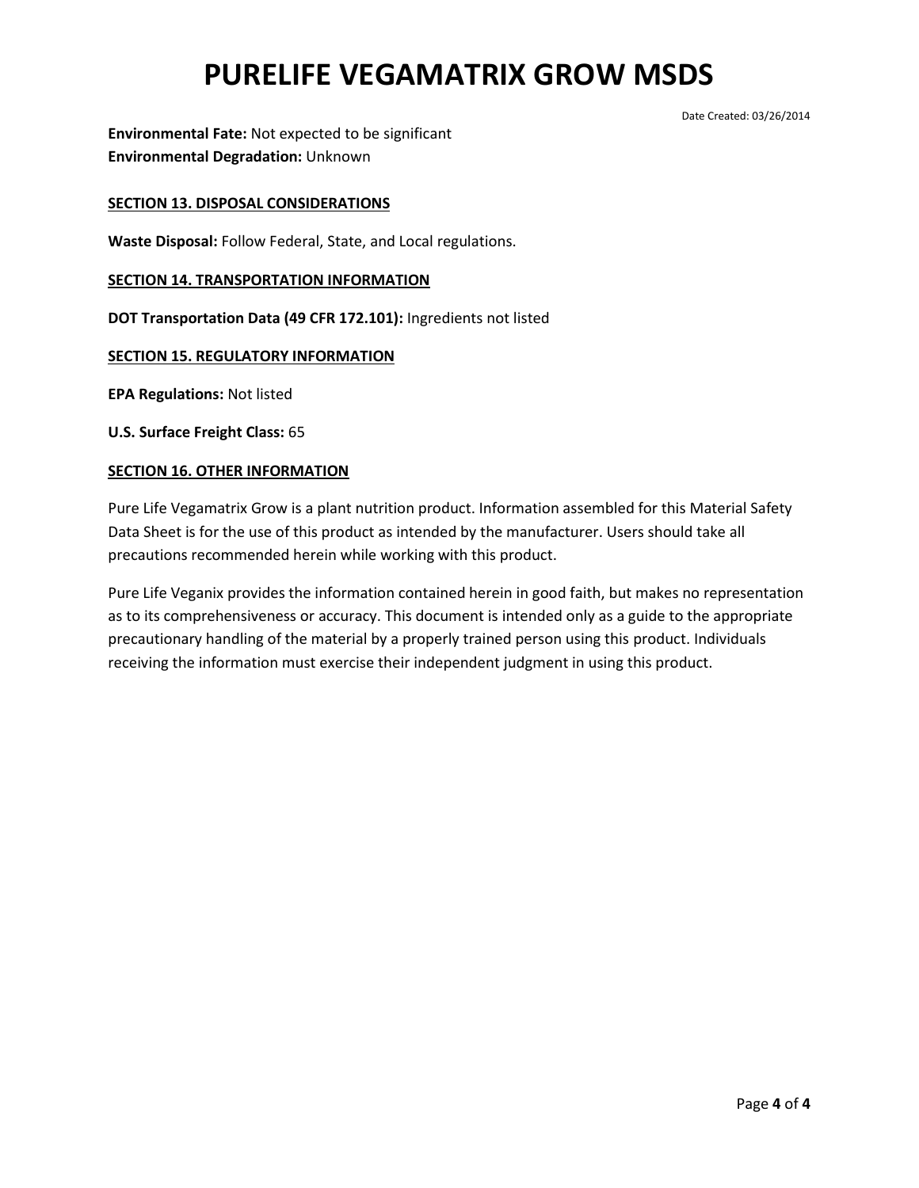**Environmental Fate:** Not expected to be significant
**Environmental Degradation:** Unknown

## SECTION 13. DISPOSAL CONSIDERATIONS

**Waste Disposal:** Follow Federal, State, and Local regulations.

## SECTION 14. TRANSPORTATION INFORMATION

**DOT Transportation Data (49 CFR 172.101):** Ingredients not listed

## SECTION 15. REGULATORY INFORMATION

**EPA Regulations:** Not listed

**U.S. Surface Freight Class:** 65

## SECTION 16. OTHER INFORMATION

Pure Life Vegamatrix Grow is a plant nutrition product. Information assembled for this Material Safety Data Sheet is for the use of this product as intended by the manufacturer. Users should take all precautions recommended herein while working with this product.

Pure Life Veganix provides the information contained herein in good faith, but makes no representation as to its comprehensiveness or accuracy. This document is intended only as a guide to the appropriate precautionary handling of the material by a properly trained person using this product. Individuals receiving the information must exercise their independent judgment in using this product.